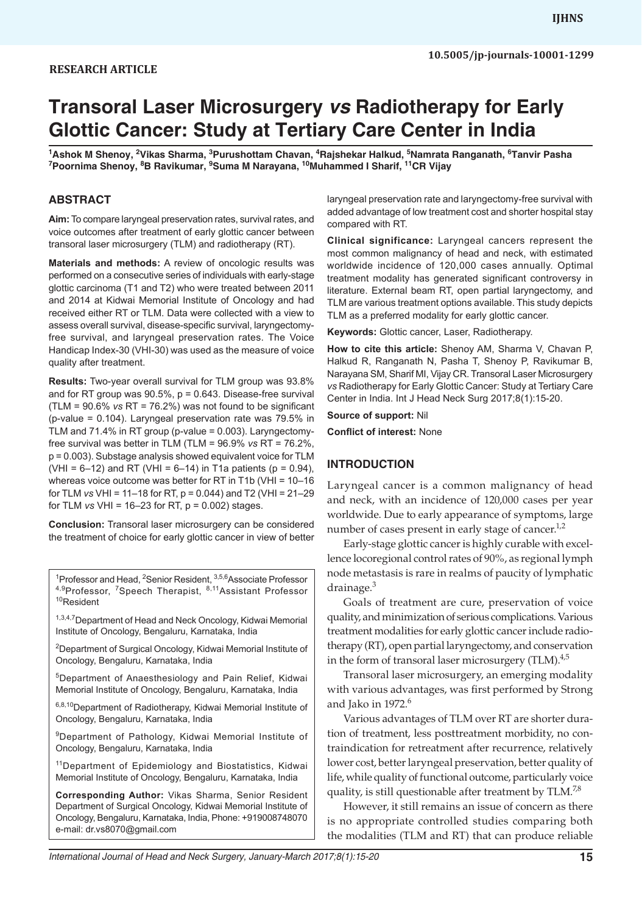RESEARCH ARTICLE

10.5005/jp-journals-10001-1299

# Transoral Laser Microsurgery *vs* Radiotherapy for Early Glottic Cancer: Study at Tertiary Care Center in India

[1]Ashok M Shenoy, [2]Vikas Sharma, [3]Purushottam Chavan, [4]Rajshekar Halkud, [5]Namrata Ranganath, [6]Tanvir Pasha [7]Poornima Shenoy, [8]B Ravikumar, [9]Suma M Narayana, [10]Muhammed I Sharif, [11]CR Vijay

## ABSTRACT

**Aim:** To compare laryngeal preservation rates, survival rates, and voice outcomes after treatment of early glottic cancer between transoral laser microsurgery (TLM) and radiotherapy (RT).

**Materials and methods:** A review of oncologic results was performed on a consecutive series of individuals with early-stage glottic carcinoma (T1 and T2) who were treated between 2011 and 2014 at Kidwai Memorial Institute of Oncology and had received either RT or TLM. Data were collected with a view to assess overall survival, disease-specific survival, laryngectomy-free survival, and laryngeal preservation rates. The Voice Handicap Index-30 (VHI-30) was used as the measure of voice quality after treatment.

**Results:** Two-year overall survival for TLM group was 93.8% and for RT group was 90.5%, p = 0.643. Disease-free survival (TLM = 90.6% *vs* RT = 76.2%) was not found to be significant (p-value = 0.104). Laryngeal preservation rate was 79.5% in TLM and 71.4% in RT group (p-value = 0.003). Laryngectomy-free survival was better in TLM (TLM = 96.9% *vs* RT = 76.2%, p = 0.003). Substage analysis showed equivalent voice for TLM (VHI = 6–12) and RT (VHI = 6–14) in T1a patients (p = 0.94), whereas voice outcome was better for RT in T1b (VHI = 10–16 for TLM *vs* VHI = 11–18 for RT, p = 0.044) and T2 (VHI = 21–29 for TLM *vs* VHI = 16–23 for RT, p = 0.002) stages.

**Conclusion:** Transoral laser microsurgery can be considered the treatment of choice for early glottic cancer in view of better laryngeal preservation rate and laryngectomy-free survival with added advantage of low treatment cost and shorter hospital stay compared with RT.

**Clinical significance:** Laryngeal cancers represent the most common malignancy of head and neck, with estimated worldwide incidence of 120,000 cases annually. Optimal treatment modality has generated significant controversy in literature. External beam RT, open partial laryngectomy, and TLM are various treatment options available. This study depicts TLM as a preferred modality for early glottic cancer.

**Keywords:** Glottic cancer, Laser, Radiotherapy.

**How to cite this article:** Shenoy AM, Sharma V, Chavan P, Halkud R, Ranganath N, Pasha T, Shenoy P, Ravikumar B, Narayana SM, Sharif MI, Vijay CR. Transoral Laser Microsurgery *vs* Radiotherapy for Early Glottic Cancer: Study at Tertiary Care Center in India. Int J Head Neck Surg 2017;8(1):15-20.

**Source of support:** Nil

**Conflict of interest:** None

[1]Professor and Head, [2]Senior Resident, [3,5,6]Associate Professor [4,9]Professor, [7]Speech Therapist, [8,11]Assistant Professor [10]Resident

[1,3,4,7]Department of Head and Neck Oncology, Kidwai Memorial Institute of Oncology, Bengaluru, Karnataka, India

[2]Department of Surgical Oncology, Kidwai Memorial Institute of Oncology, Bengaluru, Karnataka, India

[5]Department of Anaesthesiology and Pain Relief, Kidwai Memorial Institute of Oncology, Bengaluru, Karnataka, India

[6,8,10]Department of Radiotherapy, Kidwai Memorial Institute of Oncology, Bengaluru, Karnataka, India

[9]Department of Pathology, Kidwai Memorial Institute of Oncology, Bengaluru, Karnataka, India

[11]Department of Epidemiology and Biostatistics, Kidwai Memorial Institute of Oncology, Bengaluru, Karnataka, India

**Corresponding Author:** Vikas Sharma, Senior Resident Department of Surgical Oncology, Kidwai Memorial Institute of Oncology, Bengaluru, Karnataka, India, Phone: +919008748070 e-mail: dr.vs8070@gmail.com

## INTRODUCTION

Laryngeal cancer is a common malignancy of head and neck, with an incidence of 120,000 cases per year worldwide. Due to early appearance of symptoms, large number of cases present in early stage of cancer.[1,2]

Early-stage glottic cancer is highly curable with excellence locoregional control rates of 90%, as regional lymph node metastasis is rare in realms of paucity of lymphatic drainage.[3]

Goals of treatment are cure, preservation of voice quality, and minimization of serious complications. Various treatment modalities for early glottic cancer include radiotherapy (RT), open partial laryngectomy, and conservation in the form of transoral laser microsurgery (TLM).[4,5]

Transoral laser microsurgery, an emerging modality with various advantages, was first performed by Strong and Jako in 1972.[6]

Various advantages of TLM over RT are shorter duration of treatment, less posttreatment morbidity, no contraindication for retreatment after recurrence, relatively lower cost, better laryngeal preservation, better quality of life, while quality of functional outcome, particularly voice quality, is still questionable after treatment by TLM.[7,8]

However, it still remains an issue of concern as there is no appropriate controlled studies comparing both the modalities (TLM and RT) that can produce reliable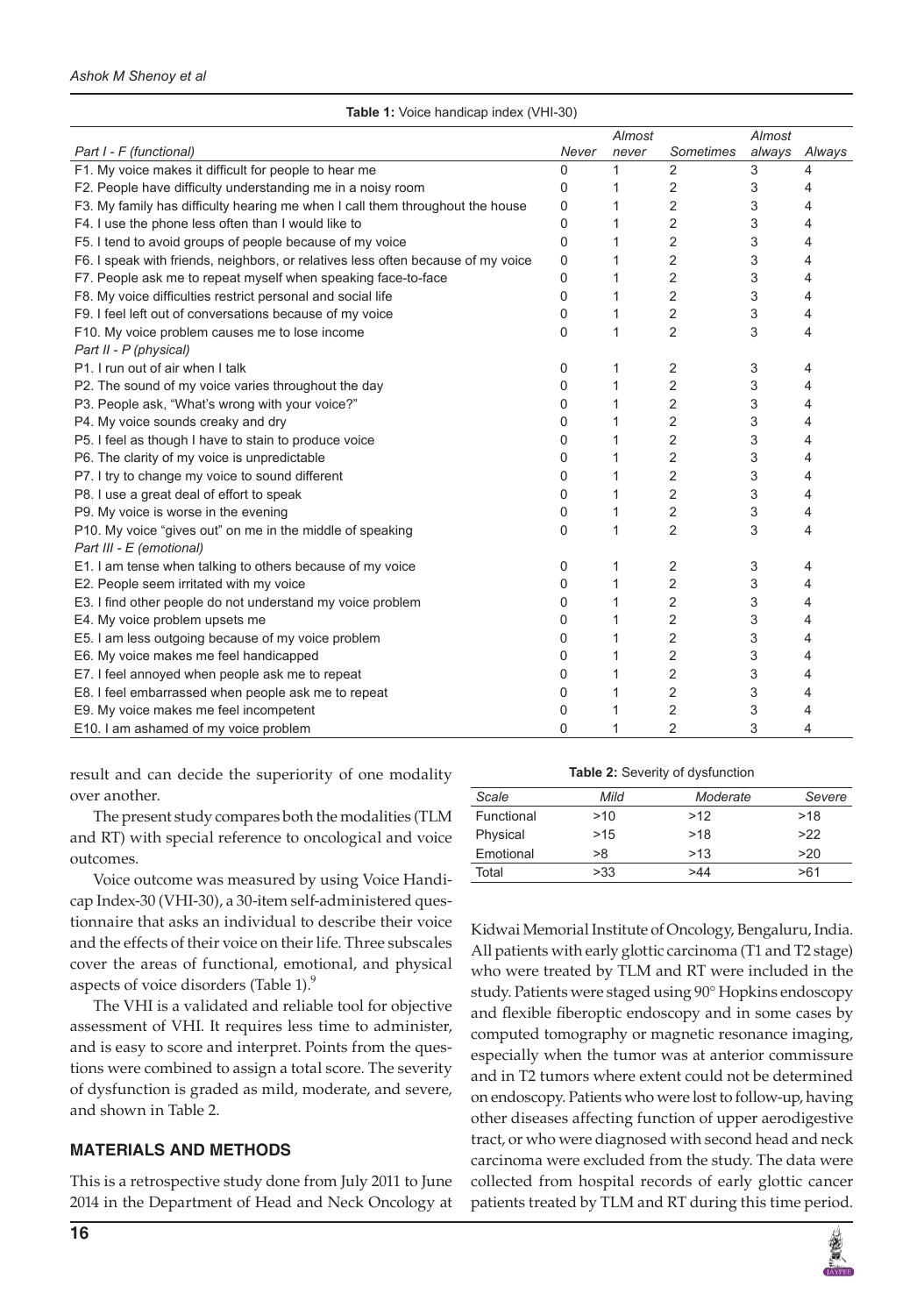**Table 1:** Voice handicap index (VHI-30)

| Part I - F (functional) | Never | Almost never | Sometimes | Almost always | Always |
|---|---|---|---|---|---|
| F1. My voice makes it difficult for people to hear me | 0 | 1 | 2 | 3 | 4 |
| F2. People have difficulty understanding me in a noisy room | 0 | 1 | 2 | 3 | 4 |
| F3. My family has difficulty hearing me when I call them throughout the house | 0 | 1 | 2 | 3 | 4 |
| F4. I use the phone less often than I would like to | 0 | 1 | 2 | 3 | 4 |
| F5. I tend to avoid groups of people because of my voice | 0 | 1 | 2 | 3 | 4 |
| F6. I speak with friends, neighbors, or relatives less often because of my voice | 0 | 1 | 2 | 3 | 4 |
| F7. People ask me to repeat myself when speaking face-to-face | 0 | 1 | 2 | 3 | 4 |
| F8. My voice difficulties restrict personal and social life | 0 | 1 | 2 | 3 | 4 |
| F9. I feel left out of conversations because of my voice | 0 | 1 | 2 | 3 | 4 |
| F10. My voice problem causes me to lose income | 0 | 1 | 2 | 3 | 4 |
| *Part II - P (physical)* | | | | | |
| P1. I run out of air when I talk | 0 | 1 | 2 | 3 | 4 |
| P2. The sound of my voice varies throughout the day | 0 | 1 | 2 | 3 | 4 |
| P3. People ask, "What's wrong with your voice?" | 0 | 1 | 2 | 3 | 4 |
| P4. My voice sounds creaky and dry | 0 | 1 | 2 | 3 | 4 |
| P5. I feel as though I have to stain to produce voice | 0 | 1 | 2 | 3 | 4 |
| P6. The clarity of my voice is unpredictable | 0 | 1 | 2 | 3 | 4 |
| P7. I try to change my voice to sound different | 0 | 1 | 2 | 3 | 4 |
| P8. I use a great deal of effort to speak | 0 | 1 | 2 | 3 | 4 |
| P9. My voice is worse in the evening | 0 | 1 | 2 | 3 | 4 |
| P10. My voice "gives out" on me in the middle of speaking | 0 | 1 | 2 | 3 | 4 |
| *Part III - E (emotional)* | | | | | |
| E1. I am tense when talking to others because of my voice | 0 | 1 | 2 | 3 | 4 |
| E2. People seem irritated with my voice | 0 | 1 | 2 | 3 | 4 |
| E3. I find other people do not understand my voice problem | 0 | 1 | 2 | 3 | 4 |
| E4. My voice problem upsets me | 0 | 1 | 2 | 3 | 4 |
| E5. I am less outgoing because of my voice problem | 0 | 1 | 2 | 3 | 4 |
| E6. My voice makes me feel handicapped | 0 | 1 | 2 | 3 | 4 |
| E7. I feel annoyed when people ask me to repeat | 0 | 1 | 2 | 3 | 4 |
| E8. I feel embarrassed when people ask me to repeat | 0 | 1 | 2 | 3 | 4 |
| E9. My voice makes me feel incompetent | 0 | 1 | 2 | 3 | 4 |
| E10. I am ashamed of my voice problem | 0 | 1 | 2 | 3 | 4 |

result and can decide the superiority of one modality over another.

The present study compares both the modalities (TLM and RT) with special reference to oncological and voice outcomes.

Voice outcome was measured by using Voice Handicap Index-30 (VHI-30), a 30-item self-administered questionnaire that asks an individual to describe their voice and the effects of their voice on their life. Three subscales cover the areas of functional, emotional, and physical aspects of voice disorders (Table 1).[9]

The VHI is a validated and reliable tool for objective assessment of VHI. It requires less time to administer, and is easy to score and interpret. Points from the questions were combined to assign a total score. The severity of dysfunction is graded as mild, moderate, and severe, and shown in Table 2.

**Table 2:** Severity of dysfunction

| Scale | Mild | Moderate | Severe |
|---|---|---|---|
| Functional | >10 | >12 | >18 |
| Physical | >15 | >18 | >22 |
| Emotional | >8 | >13 | >20 |
| Total | >33 | >44 | >61 |

## MATERIALS AND METHODS

This is a retrospective study done from July 2011 to June 2014 in the Department of Head and Neck Oncology at Kidwai Memorial Institute of Oncology, Bengaluru, India. All patients with early glottic carcinoma (T1 and T2 stage) who were treated by TLM and RT were included in the study. Patients were staged using 90° Hopkins endoscopy and flexible fiberoptic endoscopy and in some cases by computed tomography or magnetic resonance imaging, especially when the tumor was at anterior commissure and in T2 tumors where extent could not be determined on endoscopy. Patients who were lost to follow-up, having other diseases affecting function of upper aerodigestive tract, or who were diagnosed with second head and neck carcinoma were excluded from the study. The data were collected from hospital records of early glottic cancer patients treated by TLM and RT during this time period.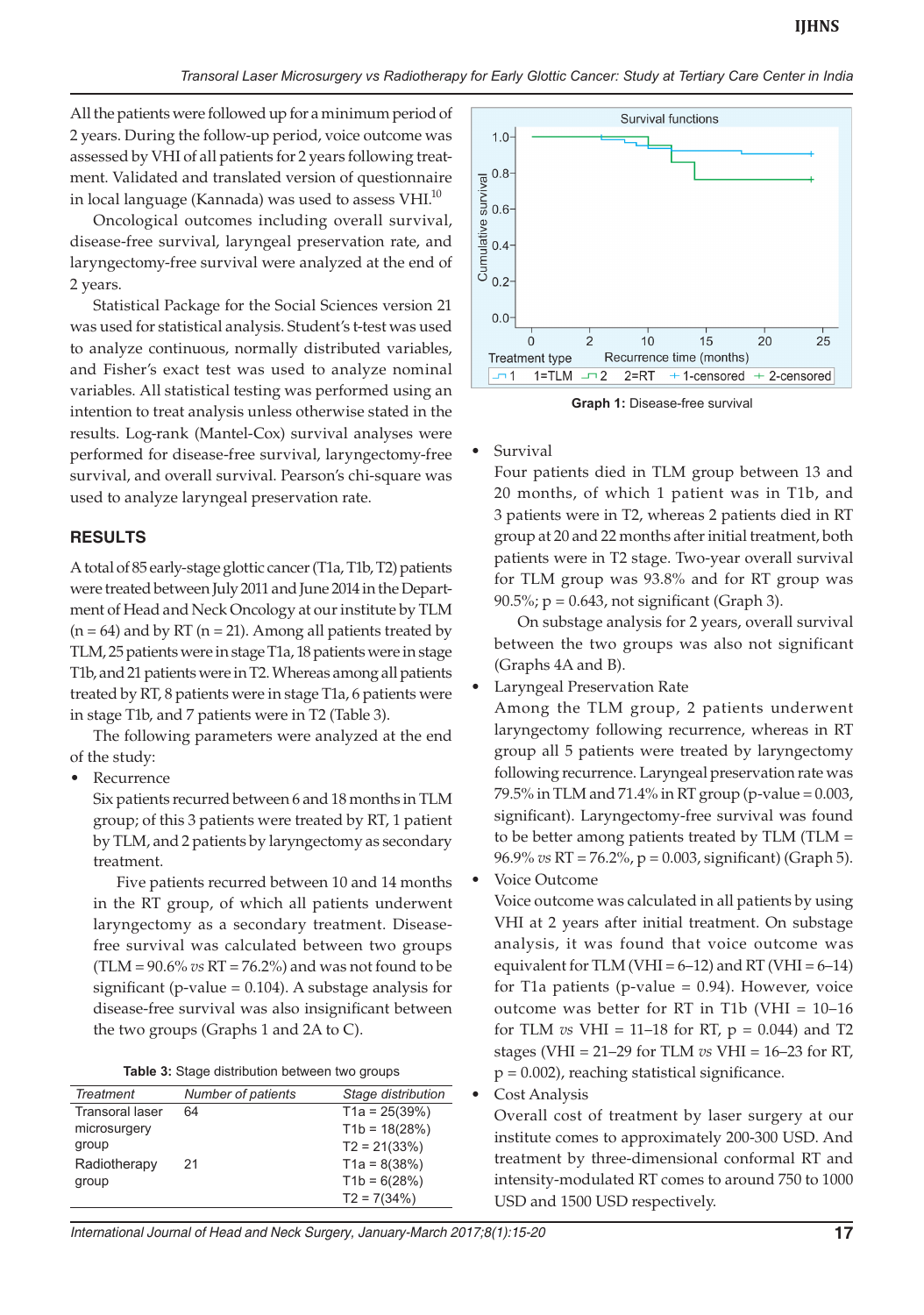All the patients were followed up for a minimum period of 2 years. During the follow-up period, voice outcome was assessed by VHI of all patients for 2 years following treatment. Validated and translated version of questionnaire in local language (Kannada) was used to assess VHI.[10]

Oncological outcomes including overall survival, disease-free survival, laryngeal preservation rate, and laryngectomy-free survival were analyzed at the end of 2 years.

Statistical Package for the Social Sciences version 21 was used for statistical analysis. Student's t-test was used to analyze continuous, normally distributed variables, and Fisher's exact test was used to analyze nominal variables. All statistical testing was performed using an intention to treat analysis unless otherwise stated in the results. Log-rank (Mantel-Cox) survival analyses were performed for disease-free survival, laryngectomy-free survival, and overall survival. Pearson's chi-square was used to analyze laryngeal preservation rate.

## RESULTS

A total of 85 early-stage glottic cancer (T1a, T1b, T2) patients were treated between July 2011 and June 2014 in the Department of Head and Neck Oncology at our institute by TLM (n = 64) and by RT (n = 21). Among all patients treated by TLM, 25 patients were in stage T1a, 18 patients were in stage T1b, and 21 patients were in T2. Whereas among all patients treated by RT, 8 patients were in stage T1a, 6 patients were in stage T1b, and 7 patients were in T2 (Table 3).

The following parameters were analyzed at the end of the study:

- Recurrence

  Six patients recurred between 6 and 18 months in TLM group; of this 3 patients were treated by RT, 1 patient by TLM, and 2 patients by laryngectomy as secondary treatment.

  Five patients recurred between 10 and 14 months in the RT group, of which all patients underwent laryngectomy as a secondary treatment. Disease-free survival was calculated between two groups (TLM = 90.6% *vs* RT = 76.2%) and was not found to be significant (p-value = 0.104). A substage analysis for disease-free survival was also insignificant between the two groups (Graphs 1 and 2A to C).

**Table 3:** Stage distribution between two groups

| *Treatment* | *Number of patients* | *Stage distribution* |
|---|---|---|
| Transoral laser microsurgery group | 64 | T1a = 25(39%) T1b = 18(28%) T2 = 21(33%) |
| Radiotherapy group | 21 | T1a = 8(38%) T1b = 6(28%) T2 = 7(34%) |

**Graph 1:** Disease-free survival

- Survival

  Four patients died in TLM group between 13 and 20 months, of which 1 patient was in T1b, and 3 patients were in T2, whereas 2 patients died in RT group at 20 and 22 months after initial treatment, both patients were in T2 stage. Two-year overall survival for TLM group was 93.8% and for RT group was 90.5%; p = 0.643, not significant (Graph 3).

  On substage analysis for 2 years, overall survival between the two groups was also not significant (Graphs 4A and B).

- Laryngeal Preservation Rate

  Among the TLM group, 2 patients underwent laryngectomy following recurrence, whereas in RT group all 5 patients were treated by laryngectomy following recurrence. Laryngeal preservation rate was 79.5% in TLM and 71.4% in RT group (p-value = 0.003, significant). Laryngectomy-free survival was found to be better among patients treated by TLM (TLM = 96.9% *vs* RT = 76.2%, p = 0.003, significant) (Graph 5).

- Voice Outcome

  Voice outcome was calculated in all patients by using VHI at 2 years after initial treatment. On substage analysis, it was found that voice outcome was equivalent for TLM (VHI = 6–12) and RT (VHI = 6–14) for T1a patients (p-value = 0.94). However, voice outcome was better for RT in T1b (VHI = 10–16 for TLM *vs* VHI = 11–18 for RT, p = 0.044) and T2 stages (VHI = 21–29 for TLM *vs* VHI = 16–23 for RT, p = 0.002), reaching statistical significance.

- Cost Analysis

  Overall cost of treatment by laser surgery at our institute comes to approximately 200-300 USD. And treatment by three-dimensional conformal RT and intensity-modulated RT comes to around 750 to 1000 USD and 1500 USD respectively.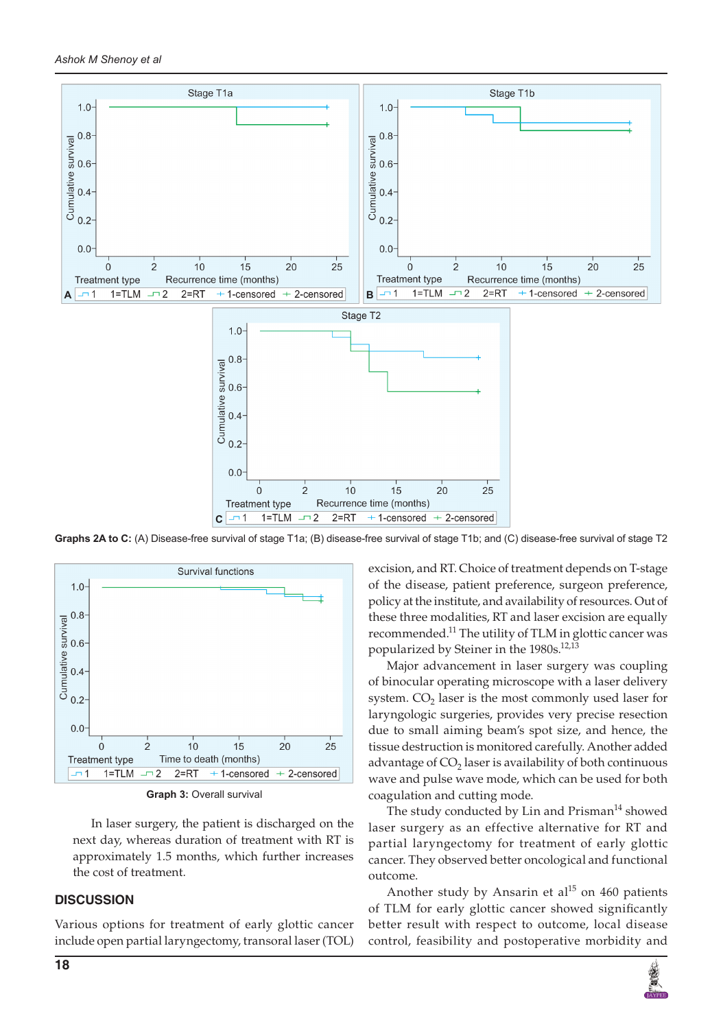**Graphs 2A to C:** (A) Disease-free survival of stage T1a; (B) disease-free survival of stage T1b; and (C) disease-free survival of stage T2

**Graph 3:** Overall survival

In laser surgery, the patient is discharged on the next day, whereas duration of treatment with RT is approximately 1.5 months, which further increases the cost of treatment.

## DISCUSSION

Various options for treatment of early glottic cancer include open partial laryngectomy, transoral laser (TOL) excision, and RT. Choice of treatment depends on T-stage of the disease, patient preference, surgeon preference, policy at the institute, and availability of resources. Out of these three modalities, RT and laser excision are equally recommended.[11] The utility of TLM in glottic cancer was popularized by Steiner in the 1980s.[12,13]

Major advancement in laser surgery was coupling of binocular operating microscope with a laser delivery system. $CO_2$ laser is the most commonly used laser for laryngologic surgeries, provides very precise resection due to small aiming beam's spot size, and hence, the tissue destruction is monitored carefully. Another added advantage of $CO_2$ laser is availability of both continuous wave and pulse wave mode, which can be used for both coagulation and cutting mode.

The study conducted by Lin and Prisman[14] showed laser surgery as an effective alternative for RT and partial laryngectomy for treatment of early glottic cancer. They observed better oncological and functional outcome.

Another study by Ansarin et al[15] on 460 patients of TLM for early glottic cancer showed significantly better result with respect to outcome, local disease control, feasibility and postoperative morbidity and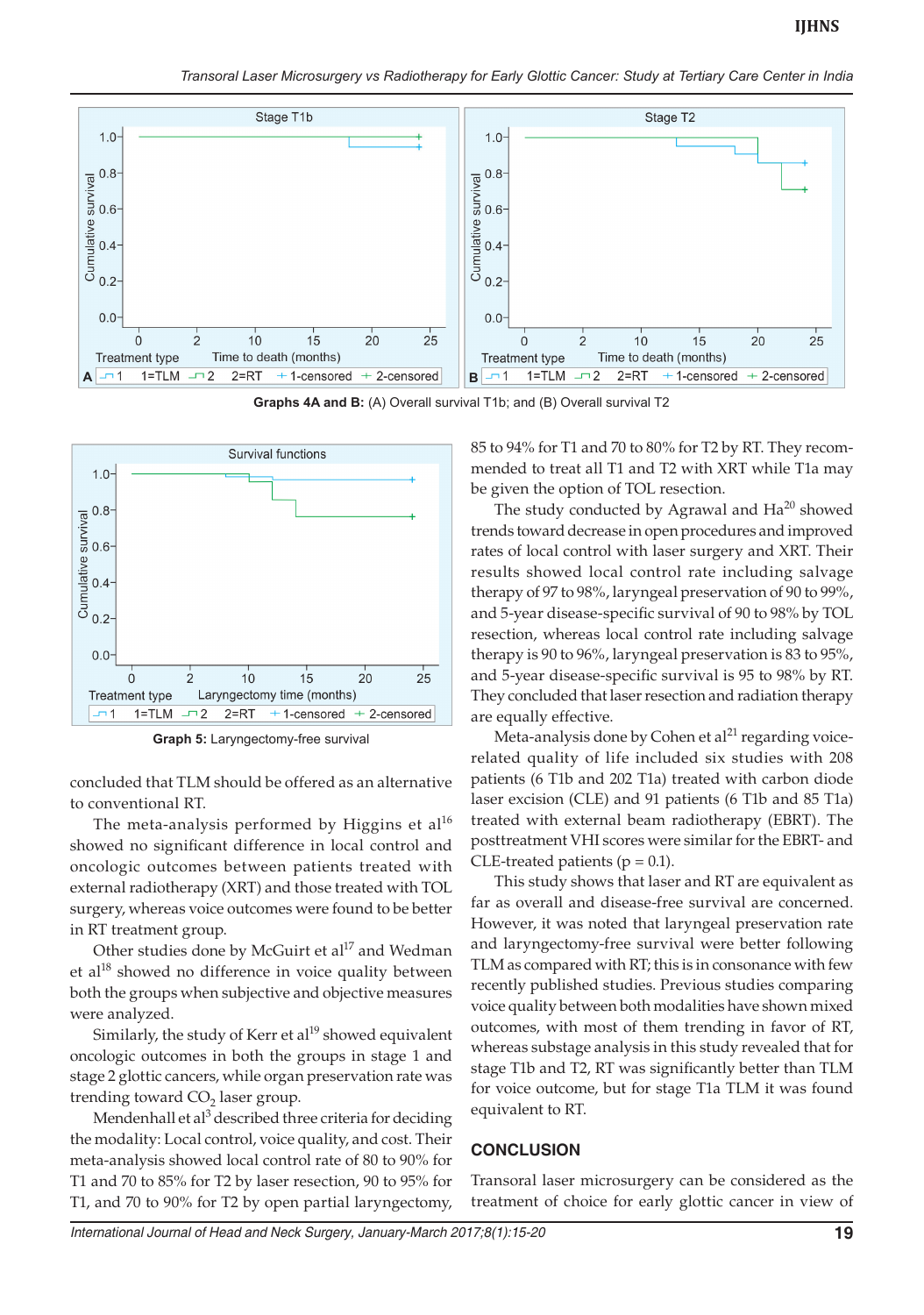Graphs 4A and B: (A) Overall survival T1b; and (B) Overall survival T2

Graph 5: Laryngectomy-free survival

concluded that TLM should be offered as an alternative to conventional RT.

The meta-analysis performed by Higgins et al[16] showed no significant difference in local control and oncologic outcomes between patients treated with external radiotherapy (XRT) and those treated with TOL surgery, whereas voice outcomes were found to be better in RT treatment group.

Other studies done by McGuirt et al[17] and Wedman et al[18] showed no difference in voice quality between both the groups when subjective and objective measures were analyzed.

Similarly, the study of Kerr et al[19] showed equivalent oncologic outcomes in both the groups in stage 1 and stage 2 glottic cancers, while organ preservation rate was trending toward $CO_2$ laser group.

Mendenhall et al[3] described three criteria for deciding the modality: Local control, voice quality, and cost. Their meta-analysis showed local control rate of 80 to 90% for T1 and 70 to 85% for T2 by laser resection, 90 to 95% for T1, and 70 to 90% for T2 by open partial laryngectomy, 85 to 94% for T1 and 70 to 80% for T2 by RT. They recommended to treat all T1 and T2 with XRT while T1a may be given the option of TOL resection.

The study conducted by Agrawal and Ha[20] showed trends toward decrease in open procedures and improved rates of local control with laser surgery and XRT. Their results showed local control rate including salvage therapy of 97 to 98%, laryngeal preservation of 90 to 99%, and 5-year disease-specific survival of 90 to 98% by TOL resection, whereas local control rate including salvage therapy is 90 to 96%, laryngeal preservation is 83 to 95%, and 5-year disease-specific survival is 95 to 98% by RT. They concluded that laser resection and radiation therapy are equally effective.

Meta-analysis done by Cohen et al[21] regarding voice-related quality of life included six studies with 208 patients (6 T1b and 202 T1a) treated with carbon diode laser excision (CLE) and 91 patients (6 T1b and 85 T1a) treated with external beam radiotherapy (EBRT). The posttreatment VHI scores were similar for the EBRT- and CLE-treated patients ($p = 0.1$).

This study shows that laser and RT are equivalent as far as overall and disease-free survival are concerned. However, it was noted that laryngeal preservation rate and laryngectomy-free survival were better following TLM as compared with RT; this is in consonance with few recently published studies. Previous studies comparing voice quality between both modalities have shown mixed outcomes, with most of them trending in favor of RT, whereas substage analysis in this study revealed that for stage T1b and T2, RT was significantly better than TLM for voice outcome, but for stage T1a TLM it was found equivalent to RT.

## CONCLUSION

Transoral laser microsurgery can be considered as the treatment of choice for early glottic cancer in view of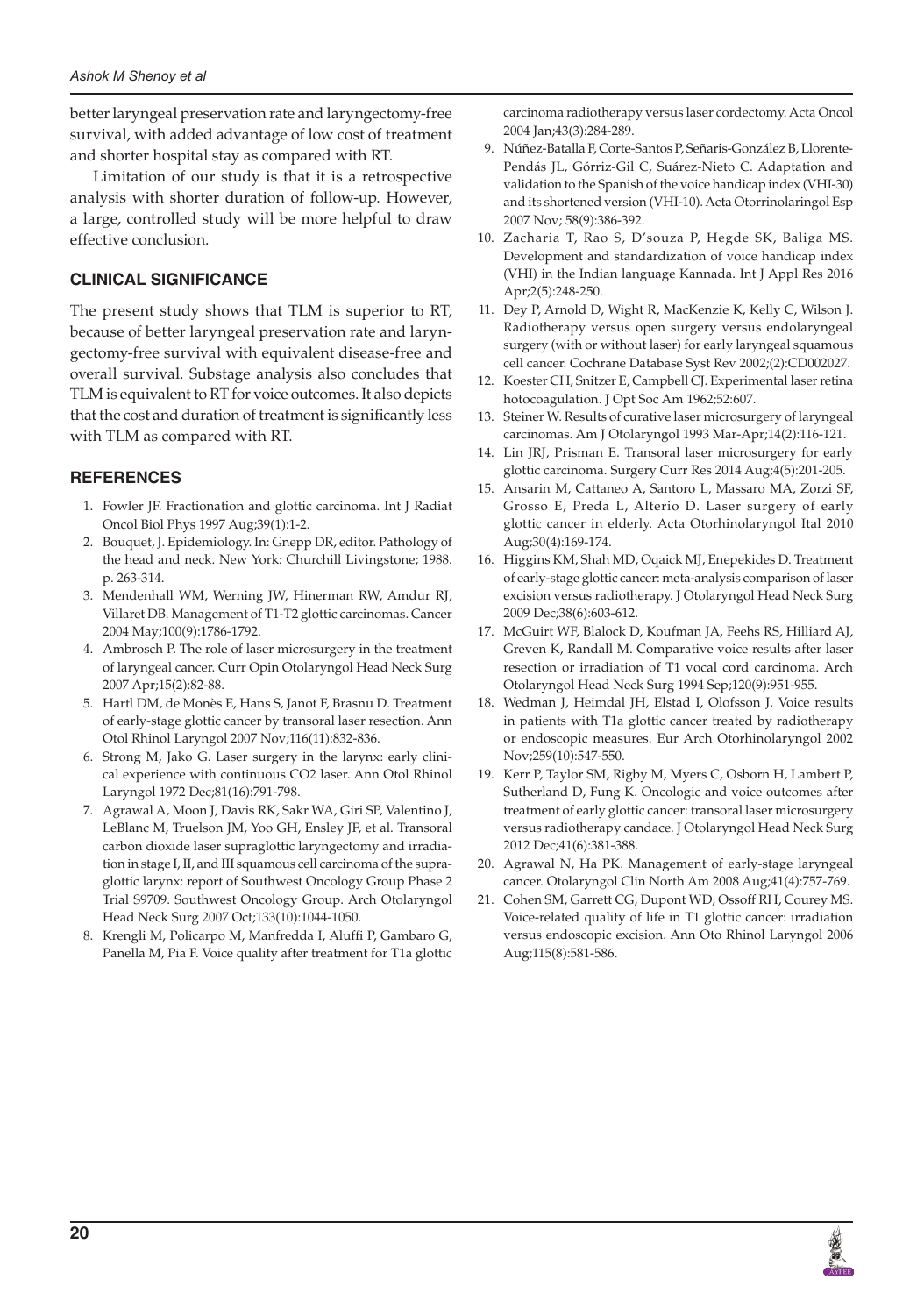better laryngeal preservation rate and laryngectomy-free survival, with added advantage of low cost of treatment and shorter hospital stay as compared with RT.

Limitation of our study is that it is a retrospective analysis with shorter duration of follow-up. However, a large, controlled study will be more helpful to draw effective conclusion.

## CLINICAL SIGNIFICANCE

The present study shows that TLM is superior to RT, because of better laryngeal preservation rate and laryngectomy-free survival with equivalent disease-free and overall survival. Substage analysis also concludes that TLM is equivalent to RT for voice outcomes. It also depicts that the cost and duration of treatment is significantly less with TLM as compared with RT.

## REFERENCES

1. Fowler JF. Fractionation and glottic carcinoma. Int J Radiat Oncol Biol Phys 1997 Aug;39(1):1-2.
2. Bouquet, J. Epidemiology. In: Gnepp DR, editor. Pathology of the head and neck. New York: Churchill Livingstone; 1988. p. 263-314.
3. Mendenhall WM, Werning JW, Hinerman RW, Amdur RJ, Villaret DB. Management of T1-T2 glottic carcinomas. Cancer 2004 May;100(9):1786-1792.
4. Ambrosch P. The role of laser microsurgery in the treatment of laryngeal cancer. Curr Opin Otolaryngol Head Neck Surg 2007 Apr;15(2):82-88.
5. Hartl DM, de Monès E, Hans S, Janot F, Brasnu D. Treatment of early-stage glottic cancer by transoral laser resection. Ann Otol Rhinol Laryngol 2007 Nov;116(11):832-836.
6. Strong M, Jako G. Laser surgery in the larynx: early clinical experience with continuous CO2 laser. Ann Otol Rhinol Laryngol 1972 Dec;81(16):791-798.
7. Agrawal A, Moon J, Davis RK, Sakr WA, Giri SP, Valentino J, LeBlanc M, Truelson JM, Yoo GH, Ensley JF, et al. Transoral carbon dioxide laser supraglottic laryngectomy and irradiation in stage I, II, and III squamous cell carcinoma of the supraglottic larynx: report of Southwest Oncology Group Phase 2 Trial S9709. Southwest Oncology Group. Arch Otolaryngol Head Neck Surg 2007 Oct;133(10):1044-1050.
8. Krengli M, Policarpo M, Manfredda I, Aluffi P, Gambaro G, Panella M, Pia F. Voice quality after treatment for T1a glottic carcinoma radiotherapy versus laser cordectomy. Acta Oncol 2004 Jan;43(3):284-289.
9. Núñez-Batalla F, Corte-Santos P, Señaris-González B, Llorente-Pendás JL, Górriz-Gil C, Suárez-Nieto C. Adaptation and validation to the Spanish of the voice handicap index (VHI-30) and its shortened version (VHI-10). Acta Otorrinolaringol Esp 2007 Nov; 58(9):386-392.
10. Zacharia T, Rao S, D'souza P, Hegde SK, Baliga MS. Development and standardization of voice handicap index (VHI) in the Indian language Kannada. Int J Appl Res 2016 Apr;2(5):248-250.
11. Dey P, Arnold D, Wight R, MacKenzie K, Kelly C, Wilson J. Radiotherapy versus open surgery versus endolaryngeal surgery (with or without laser) for early laryngeal squamous cell cancer. Cochrane Database Syst Rev 2002;(2):CD002027.
12. Koester CH, Snitzer E, Campbell CJ. Experimental laser retina hotocoagulation. J Opt Soc Am 1962;52:607.
13. Steiner W. Results of curative laser microsurgery of laryngeal carcinomas. Am J Otolaryngol 1993 Mar-Apr;14(2):116-121.
14. Lin JRJ, Prisman E. Transoral laser microsurgery for early glottic carcinoma. Surgery Curr Res 2014 Aug;4(5):201-205.
15. Ansarin M, Cattaneo A, Santoro L, Massaro MA, Zorzi SF, Grosso E, Preda L, Alterio D. Laser surgery of early glottic cancer in elderly. Acta Otorhinolaryngol Ital 2010 Aug;30(4):169-174.
16. Higgins KM, Shah MD, Oqaick MJ, Enepekides D. Treatment of early-stage glottic cancer: meta-analysis comparison of laser excision versus radiotherapy. J Otolaryngol Head Neck Surg 2009 Dec;38(6):603-612.
17. McGuirt WF, Blalock D, Koufman JA, Feehs RS, Hilliard AJ, Greven K, Randall M. Comparative voice results after laser resection or irradiation of T1 vocal cord carcinoma. Arch Otolaryngol Head Neck Surg 1994 Sep;120(9):951-955.
18. Wedman J, Heimdal JH, Elstad I, Olofsson J. Voice results in patients with T1a glottic cancer treated by radiotherapy or endoscopic measures. Eur Arch Otorhinolaryngol 2002 Nov;259(10):547-550.
19. Kerr P, Taylor SM, Rigby M, Myers C, Osborn H, Lambert P, Sutherland D, Fung K. Oncologic and voice outcomes after treatment of early glottic cancer: transoral laser microsurgery versus radiotherapy candace. J Otolaryngol Head Neck Surg 2012 Dec;41(6):381-388.
20. Agrawal N, Ha PK. Management of early-stage laryngeal cancer. Otolaryngol Clin North Am 2008 Aug;41(4):757-769.
21. Cohen SM, Garrett CG, Dupont WD, Ossoff RH, Courey MS. Voice-related quality of life in T1 glottic cancer: irradiation versus endoscopic excision. Ann Oto Rhinol Laryngol 2006 Aug;115(8):581-586.